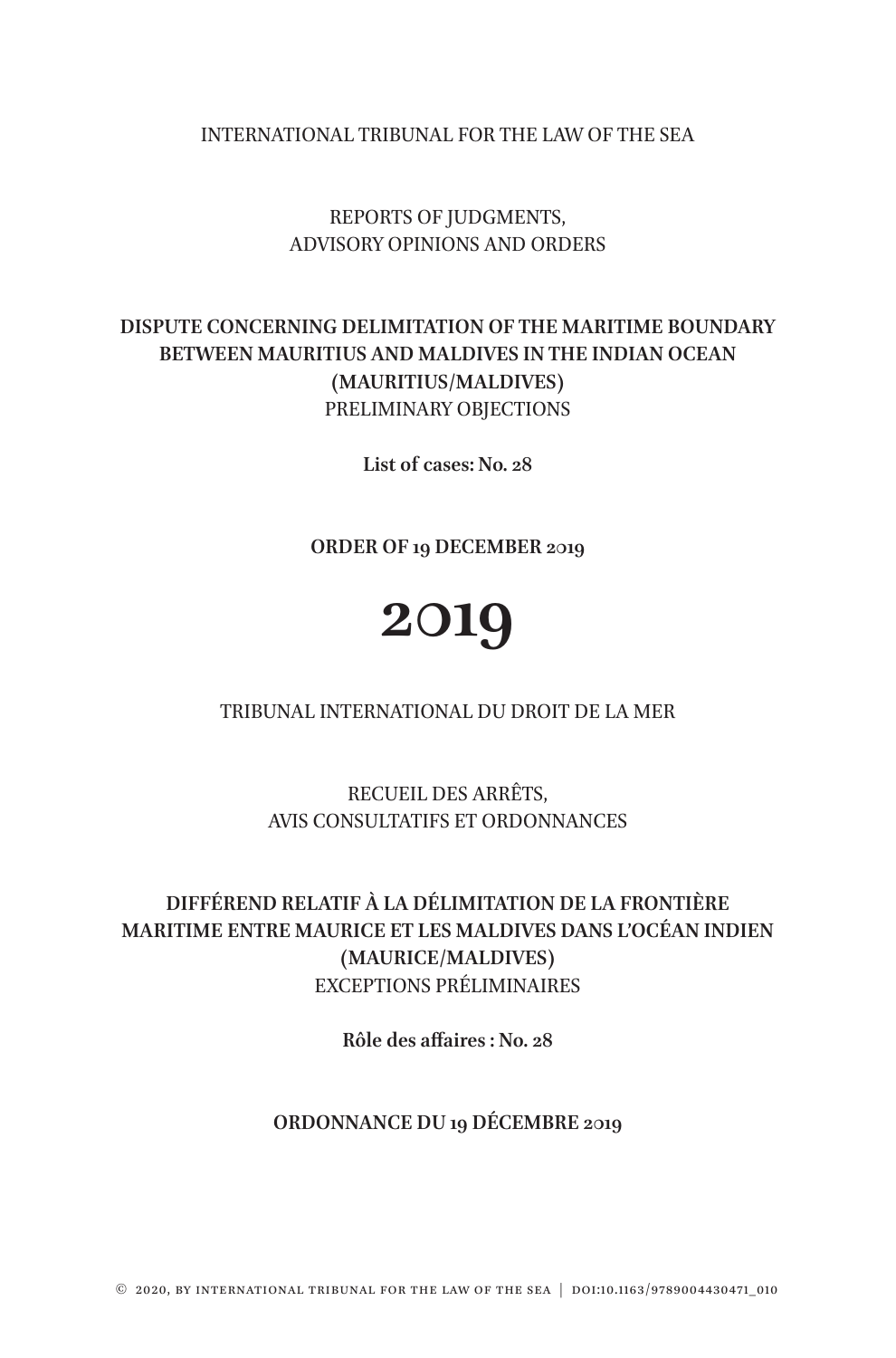INTERNATIONAL TRIBUNAL FOR THE LAW OF THE SEA

REPORTS OF JUDGMENTS,
ADVISORY OPINIONS AND ORDERS

**DISPUTE CONCERNING DELIMITATION OF THE MARITIME BOUNDARY BETWEEN MAURITIUS AND MALDIVES IN THE INDIAN OCEAN (MAURITIUS/MALDIVES)**
PRELIMINARY OBJECTIONS

**List of cases: No. 28**

**ORDER OF 19 DECEMBER 2019**

# 2019

TRIBUNAL INTERNATIONAL DU DROIT DE LA MER

RECUEIL DES ARRÊTS,
AVIS CONSULTATIFS ET ORDONNANCES

**DIFFÉREND RELATIF À LA DÉLIMITATION DE LA FRONTIÈRE MARITIME ENTRE MAURICE ET LES MALDIVES DANS L'OCÉAN INDIEN (MAURICE/MALDIVES)**
EXCEPTIONS PRÉLIMINAIRES

**Rôle des affaires : No. 28**

**ORDONNANCE DU 19 DÉCEMBRE 2019**

© 2020, BY INTERNATIONAL TRIBUNAL FOR THE LAW OF THE SEA | DOI:10.1163/9789004430471_010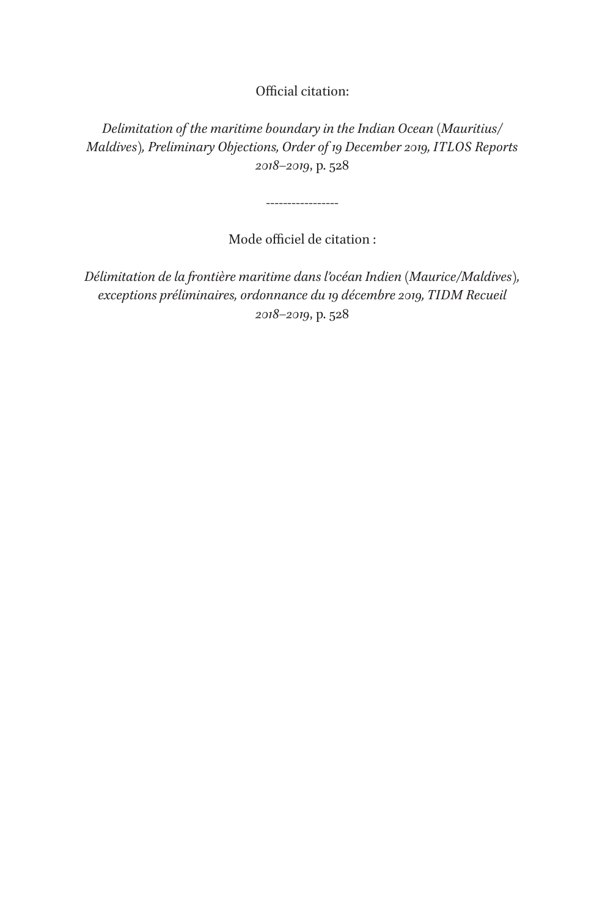Official citation:

*Delimitation of the maritime boundary in the Indian Ocean* (*Mauritius/Maldives*)*, Preliminary Objections, Order of 19 December 2019, ITLOS Reports 2018–2019*, p. 528

-----------------

Mode officiel de citation :

*Délimitation de la frontière maritime dans l'océan Indien* (*Maurice/Maldives*)*, exceptions préliminaires, ordonnance du 19 décembre 2019, TIDM Recueil 2018–2019*, p. 528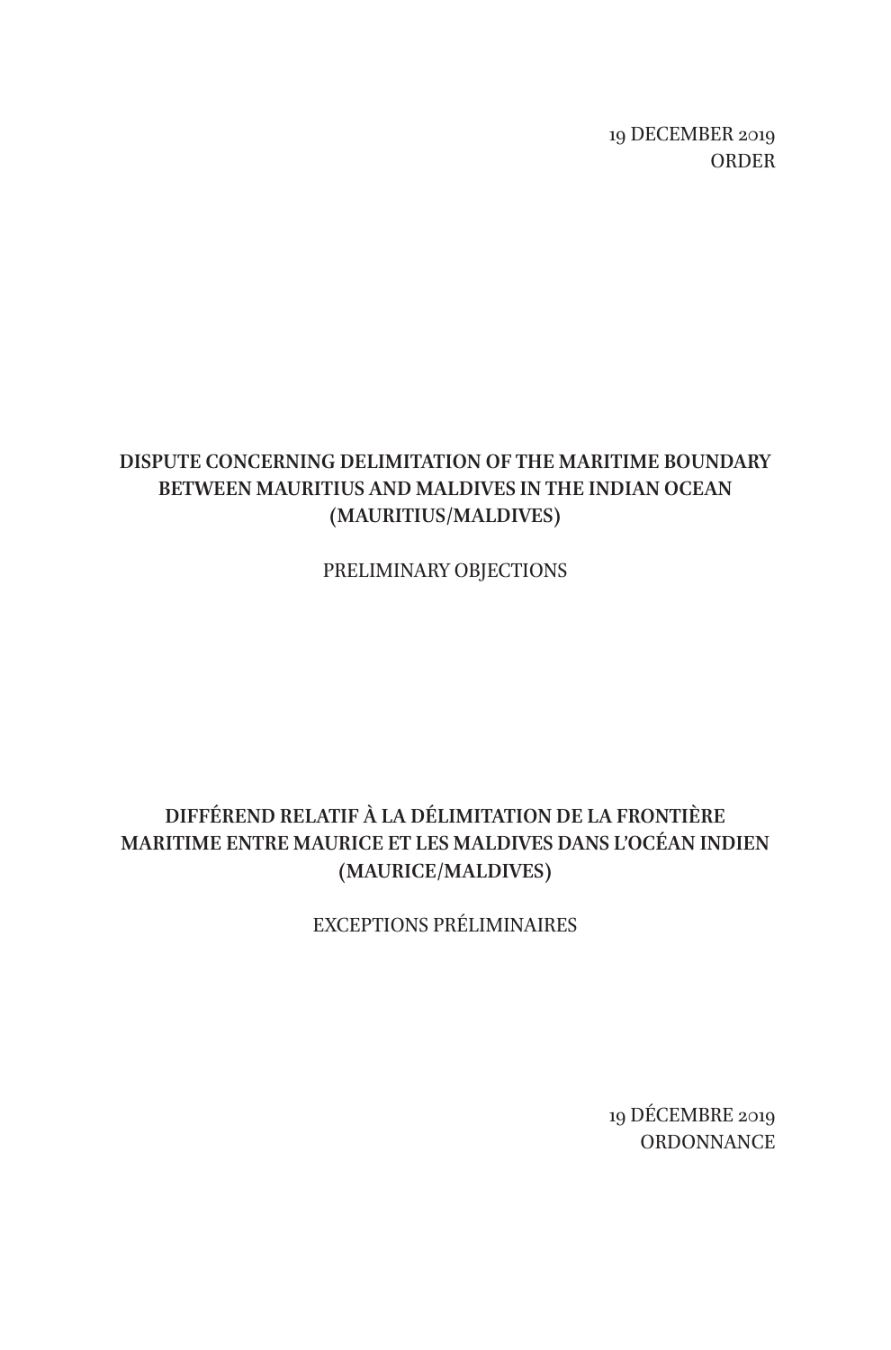19 DECEMBER 2019
ORDER

**DISPUTE CONCERNING DELIMITATION OF THE MARITIME BOUNDARY BETWEEN MAURITIUS AND MALDIVES IN THE INDIAN OCEAN (MAURITIUS/MALDIVES)**

PRELIMINARY OBJECTIONS

**DIFFÉREND RELATIF À LA DÉLIMITATION DE LA FRONTIÈRE MARITIME ENTRE MAURICE ET LES MALDIVES DANS L'OCÉAN INDIEN (MAURICE/MALDIVES)**

EXCEPTIONS PRÉLIMINAIRES

19 DÉCEMBRE 2019
ORDONNANCE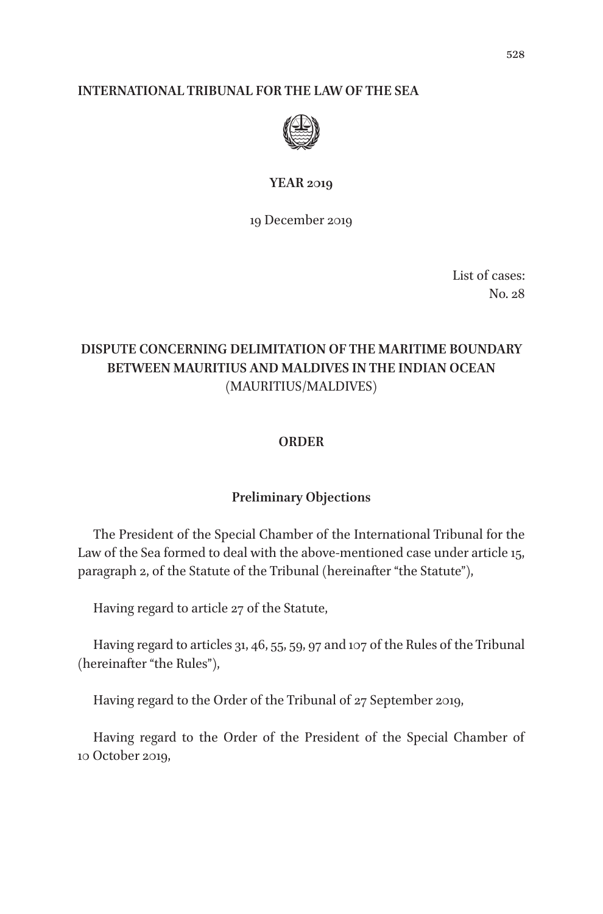**INTERNATIONAL TRIBUNAL FOR THE LAW OF THE SEA**

**YEAR 2019**

19 December 2019

List of cases:
No. 28

**DISPUTE CONCERNING DELIMITATION OF THE MARITIME BOUNDARY BETWEEN MAURITIUS AND MALDIVES IN THE INDIAN OCEAN**
(MAURITIUS/MALDIVES)

**ORDER**

**Preliminary Objections**

The President of the Special Chamber of the International Tribunal for the Law of the Sea formed to deal with the above-mentioned case under article 15, paragraph 2, of the Statute of the Tribunal (hereinafter "the Statute"),

Having regard to article 27 of the Statute,

Having regard to articles 31, 46, 55, 59, 97 and 107 of the Rules of the Tribunal (hereinafter "the Rules"),

Having regard to the Order of the Tribunal of 27 September 2019,

Having regard to the Order of the President of the Special Chamber of 10 October 2019,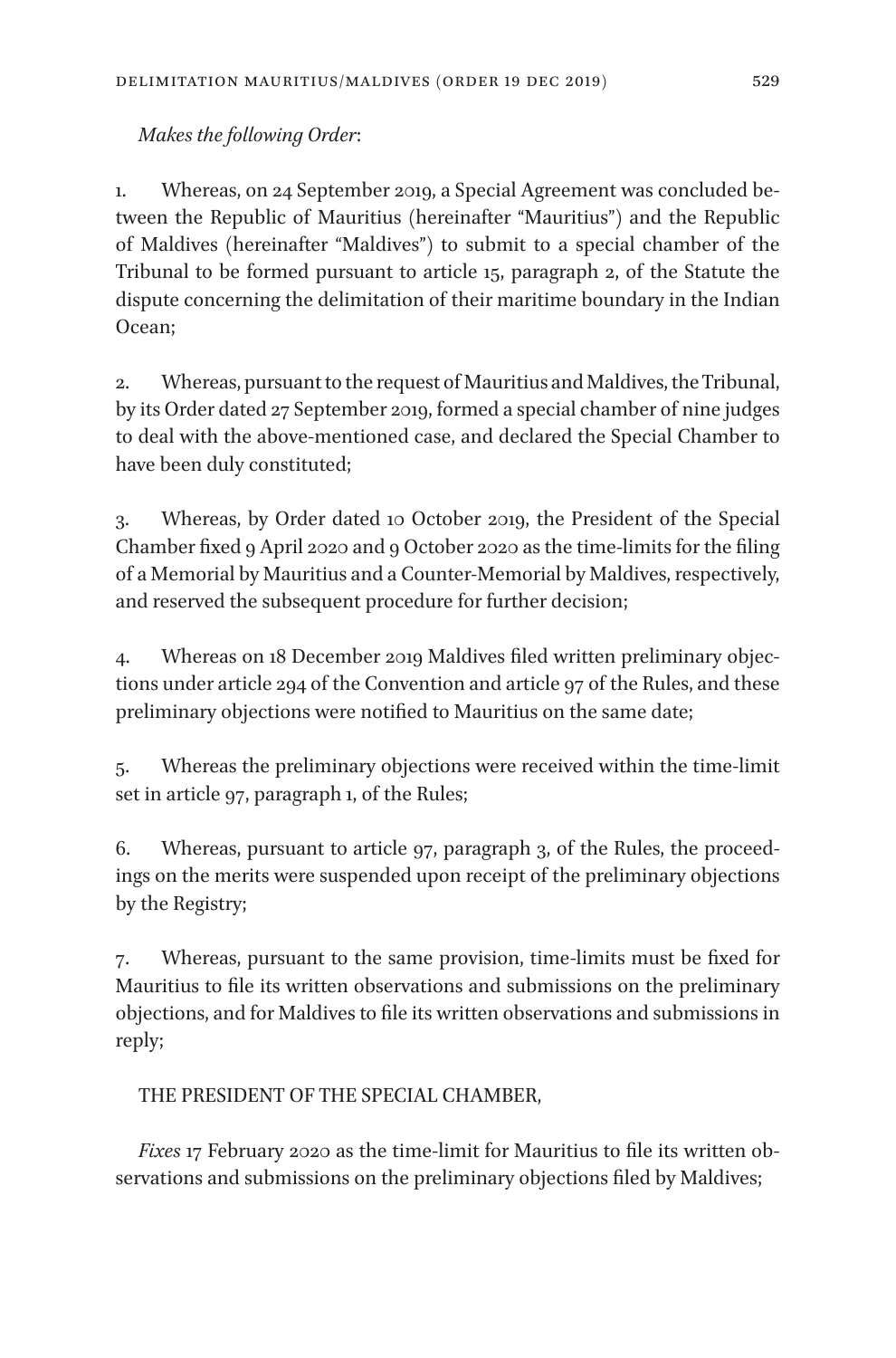*Makes the following Order*:

1. Whereas, on 24 September 2019, a Special Agreement was concluded between the Republic of Mauritius (hereinafter "Mauritius") and the Republic of Maldives (hereinafter "Maldives") to submit to a special chamber of the Tribunal to be formed pursuant to article 15, paragraph 2, of the Statute the dispute concerning the delimitation of their maritime boundary in the Indian Ocean;

2. Whereas, pursuant to the request of Mauritius and Maldives, the Tribunal, by its Order dated 27 September 2019, formed a special chamber of nine judges to deal with the above-mentioned case, and declared the Special Chamber to have been duly constituted;

3. Whereas, by Order dated 10 October 2019, the President of the Special Chamber fixed 9 April 2020 and 9 October 2020 as the time-limits for the filing of a Memorial by Mauritius and a Counter-Memorial by Maldives, respectively, and reserved the subsequent procedure for further decision;

4. Whereas on 18 December 2019 Maldives filed written preliminary objections under article 294 of the Convention and article 97 of the Rules, and these preliminary objections were notified to Mauritius on the same date;

5. Whereas the preliminary objections were received within the time-limit set in article 97, paragraph 1, of the Rules;

6. Whereas, pursuant to article 97, paragraph 3, of the Rules, the proceedings on the merits were suspended upon receipt of the preliminary objections by the Registry;

7. Whereas, pursuant to the same provision, time-limits must be fixed for Mauritius to file its written observations and submissions on the preliminary objections, and for Maldives to file its written observations and submissions in reply;

THE PRESIDENT OF THE SPECIAL CHAMBER,

*Fixes* 17 February 2020 as the time-limit for Mauritius to file its written observations and submissions on the preliminary objections filed by Maldives;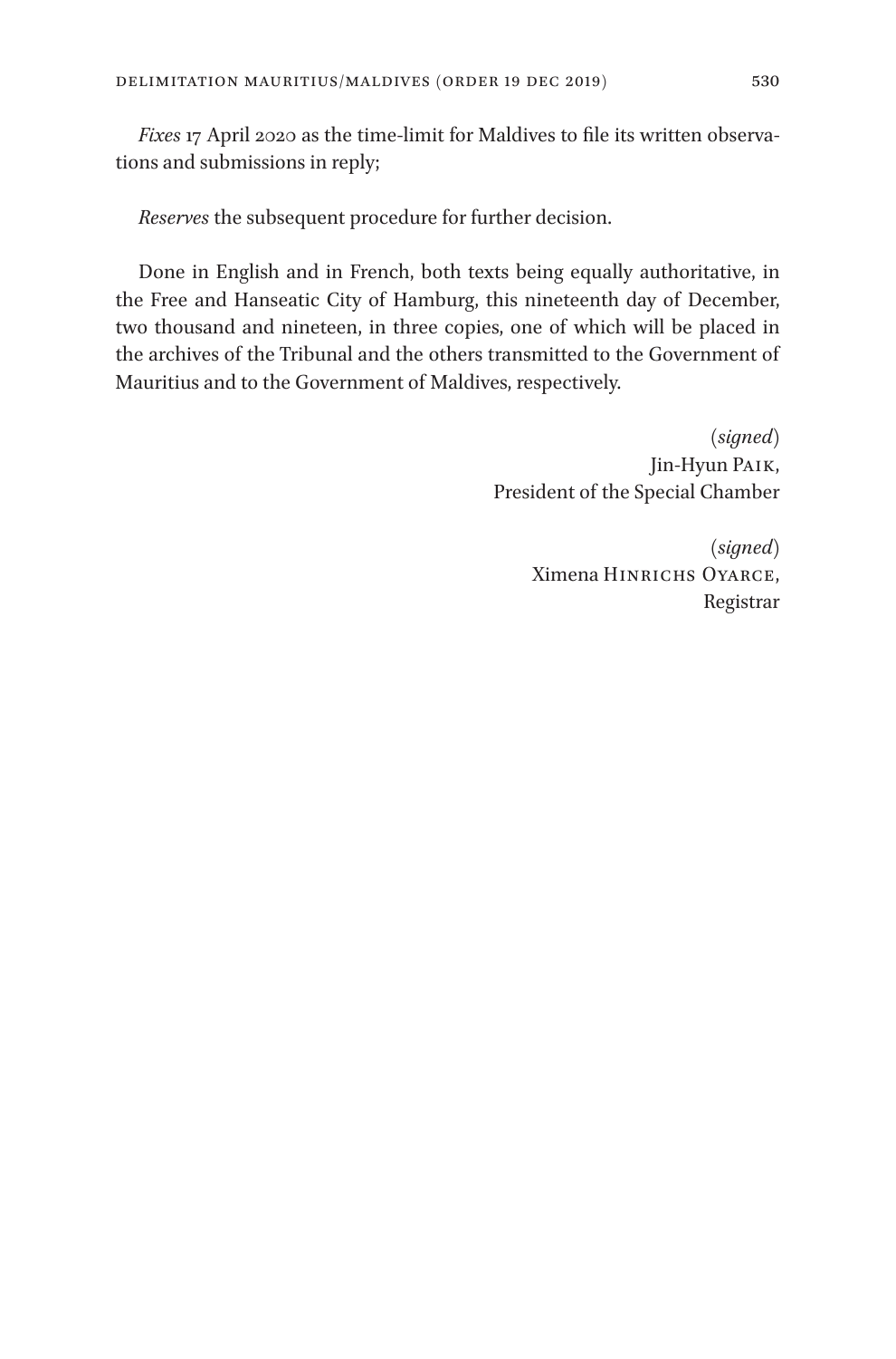*Fixes* 17 April 2020 as the time-limit for Maldives to file its written observations and submissions in reply;

*Reserves* the subsequent procedure for further decision.

Done in English and in French, both texts being equally authoritative, in the Free and Hanseatic City of Hamburg, this nineteenth day of December, two thousand and nineteen, in three copies, one of which will be placed in the archives of the Tribunal and the others transmitted to the Government of Mauritius and to the Government of Maldives, respectively.

(*signed*)
Jin-Hyun PAIK,
President of the Special Chamber

(*signed*)
Ximena HINRICHS OYARCE,
Registrar